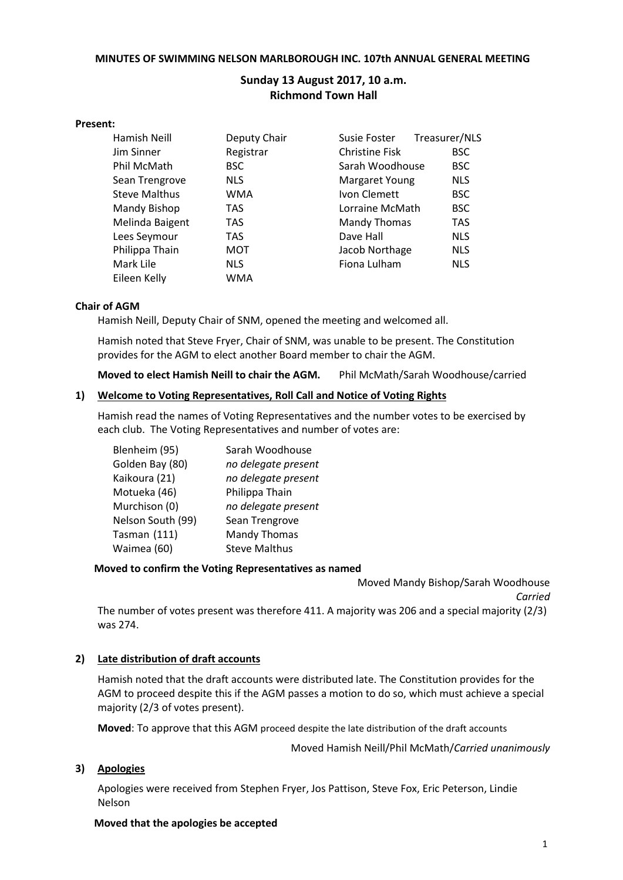**MINUTES OF SWIMMING NELSON MARLBOROUGH INC. 107th ANNUAL GENERAL MEETING**

**Sunday 13 August 2017, 10 a.m.**
**Richmond Town Hall**

**Present:**

| | | | |
|---|---|---|---|
| Hamish Neill | Deputy Chair | Susie Foster | Treasurer/NLS |
| Jim Sinner | Registrar | Christine Fisk | BSC |
| Phil McMath | BSC | Sarah Woodhouse | BSC |
| Sean Trengrove | NLS | Margaret Young | NLS |
| Steve Malthus | WMA | Ivon Clemett | BSC |
| Mandy Bishop | TAS | Lorraine McMath | BSC |
| Melinda Baigent | TAS | Mandy Thomas | TAS |
| Lees Seymour | TAS | Dave Hall | NLS |
| Philippa Thain | MOT | Jacob Northage | NLS |
| Mark Lile | NLS | Fiona Lulham | NLS |
| Eileen Kelly | WMA | | |

**Chair of AGM**

Hamish Neill, Deputy Chair of SNM, opened the meeting and welcomed all.

Hamish noted that Steve Fryer, Chair of SNM, was unable to be present. The Constitution provides for the AGM to elect another Board member to chair the AGM.

**Moved to elect Hamish Neill to chair the AGM.** Phil McMath/Sarah Woodhouse/carried

**1) Welcome to Voting Representatives, Roll Call and Notice of Voting Rights**

Hamish read the names of Voting Representatives and the number votes to be exercised by each club. The Voting Representatives and number of votes are:

| | |
|---|---|
| Blenheim (95) | Sarah Woodhouse |
| Golden Bay (80) | *no delegate present* |
| Kaikoura (21) | *no delegate present* |
| Motueka (46) | Philippa Thain |
| Murchison (0) | *no delegate present* |
| Nelson South (99) | Sean Trengrove |
| Tasman (111) | Mandy Thomas |
| Waimea (60) | Steve Malthus |

**Moved to confirm the Voting Representatives as named**

Moved Mandy Bishop/Sarah Woodhouse
*Carried*

The number of votes present was therefore 411. A majority was 206 and a special majority (2/3) was 274.

**2) Late distribution of draft accounts**

Hamish noted that the draft accounts were distributed late. The Constitution provides for the AGM to proceed despite this if the AGM passes a motion to do so, which must achieve a special majority (2/3 of votes present).

**Moved**: To approve that this AGM proceed despite the late distribution of the draft accounts

Moved Hamish Neill/Phil McMath/*Carried unanimously*

**3) Apologies**

Apologies were received from Stephen Fryer, Jos Pattison, Steve Fox, Eric Peterson, Lindie Nelson

**Moved that the apologies be accepted**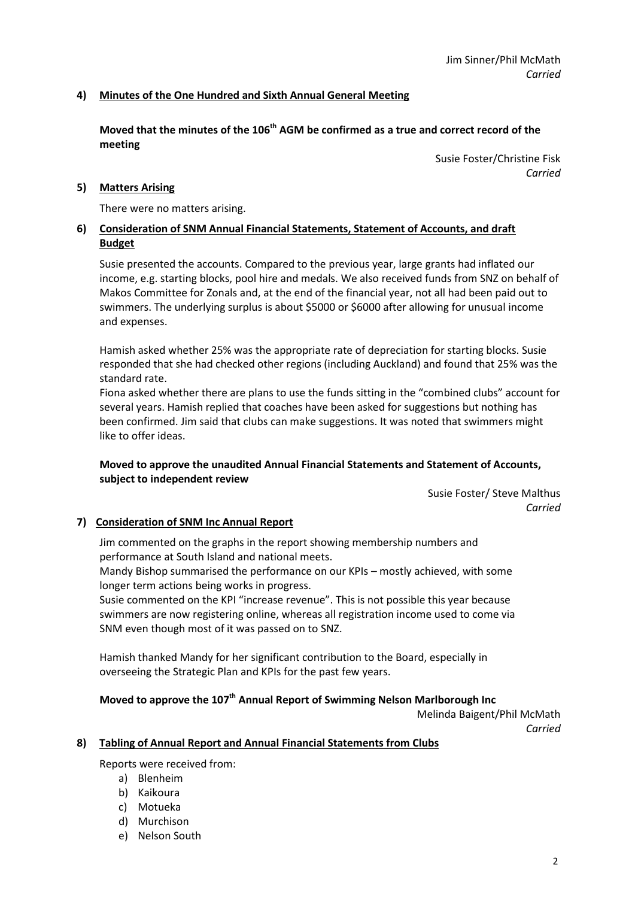Jim Sinner/Phil McMath
*Carried*

**4) Minutes of the One Hundred and Sixth Annual General Meeting**

**Moved that the minutes of the 106th AGM be confirmed as a true and correct record of the meeting**

Susie Foster/Christine Fisk
*Carried*

**5) Matters Arising**

There were no matters arising.

**6) Consideration of SNM Annual Financial Statements, Statement of Accounts, and draft Budget**

Susie presented the accounts. Compared to the previous year, large grants had inflated our income, e.g. starting blocks, pool hire and medals. We also received funds from SNZ on behalf of Makos Committee for Zonals and, at the end of the financial year, not all had been paid out to swimmers. The underlying surplus is about $5000 or $6000 after allowing for unusual income and expenses.

Hamish asked whether 25% was the appropriate rate of depreciation for starting blocks. Susie responded that she had checked other regions (including Auckland) and found that 25% was the standard rate.

Fiona asked whether there are plans to use the funds sitting in the "combined clubs" account for several years. Hamish replied that coaches have been asked for suggestions but nothing has been confirmed. Jim said that clubs can make suggestions. It was noted that swimmers might like to offer ideas.

**Moved to approve the unaudited Annual Financial Statements and Statement of Accounts, subject to independent review**

Susie Foster/ Steve Malthus
*Carried*

**7) Consideration of SNM Inc Annual Report**

Jim commented on the graphs in the report showing membership numbers and performance at South Island and national meets.

Mandy Bishop summarised the performance on our KPIs – mostly achieved, with some longer term actions being works in progress.

Susie commented on the KPI "increase revenue". This is not possible this year because swimmers are now registering online, whereas all registration income used to come via SNM even though most of it was passed on to SNZ.

Hamish thanked Mandy for her significant contribution to the Board, especially in overseeing the Strategic Plan and KPIs for the past few years.

**Moved to approve the 107th Annual Report of Swimming Nelson Marlborough Inc**

Melinda Baigent/Phil McMath
*Carried*

**8) Tabling of Annual Report and Annual Financial Statements from Clubs**

Reports were received from:

a) Blenheim
b) Kaikoura
c) Motueka
d) Murchison
e) Nelson South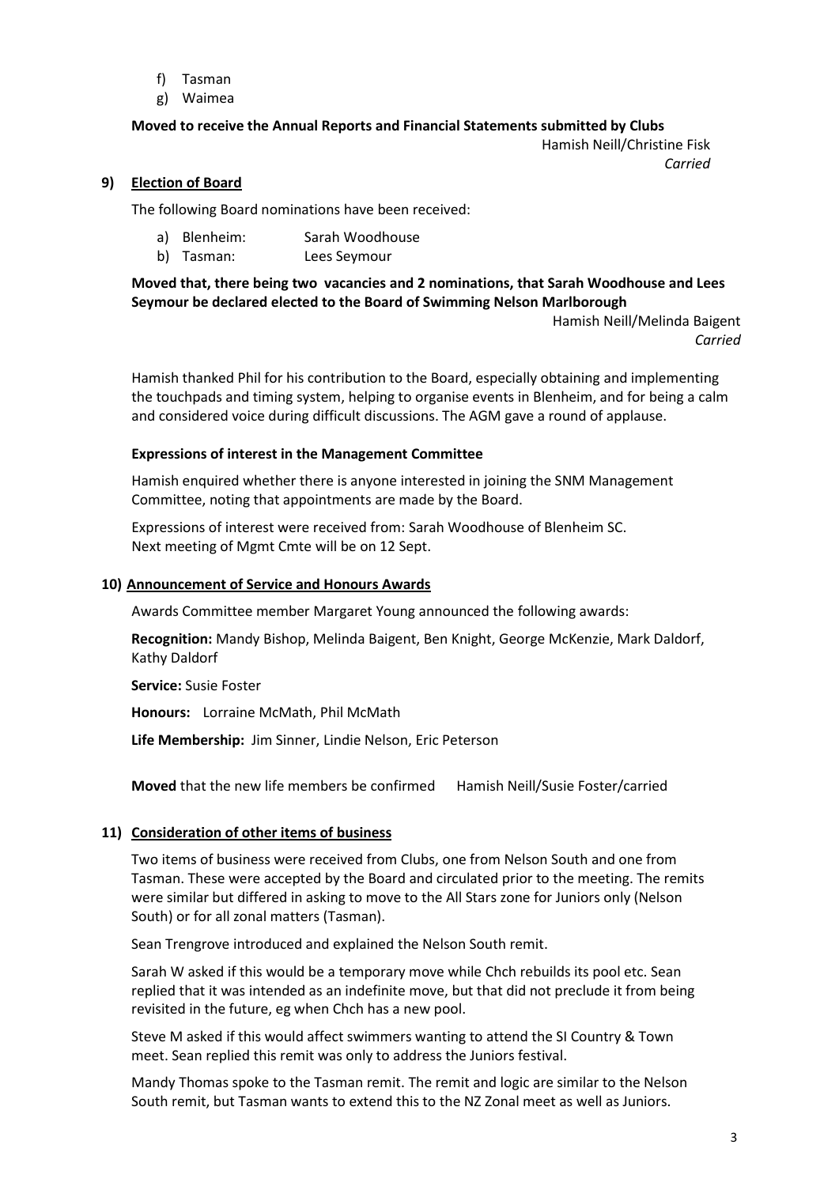f) Tasman
g) Waimea

**Moved to receive the Annual Reports and Financial Statements submitted by Clubs**

Hamish Neill/Christine Fisk
*Carried*

## 9) Election of Board

The following Board nominations have been received:

a) Blenheim: Sarah Woodhouse
b) Tasman: Lees Seymour

**Moved that, there being two vacancies and 2 nominations, that Sarah Woodhouse and Lees Seymour be declared elected to the Board of Swimming Nelson Marlborough**

Hamish Neill/Melinda Baigent
*Carried*

Hamish thanked Phil for his contribution to the Board, especially obtaining and implementing the touchpads and timing system, helping to organise events in Blenheim, and for being a calm and considered voice during difficult discussions. The AGM gave a round of applause.

**Expressions of interest in the Management Committee**

Hamish enquired whether there is anyone interested in joining the SNM Management Committee, noting that appointments are made by the Board.

Expressions of interest were received from: Sarah Woodhouse of Blenheim SC.
Next meeting of Mgmt Cmte will be on 12 Sept.

## 10) Announcement of Service and Honours Awards

Awards Committee member Margaret Young announced the following awards:

**Recognition:** Mandy Bishop, Melinda Baigent, Ben Knight, George McKenzie, Mark Daldorf, Kathy Daldorf

**Service:** Susie Foster

**Honours:** Lorraine McMath, Phil McMath

**Life Membership:** Jim Sinner, Lindie Nelson, Eric Peterson

**Moved** that the new life members be confirmed Hamish Neill/Susie Foster/carried

## 11) Consideration of other items of business

Two items of business were received from Clubs, one from Nelson South and one from Tasman. These were accepted by the Board and circulated prior to the meeting. The remits were similar but differed in asking to move to the All Stars zone for Juniors only (Nelson South) or for all zonal matters (Tasman).

Sean Trengrove introduced and explained the Nelson South remit.

Sarah W asked if this would be a temporary move while Chch rebuilds its pool etc. Sean replied that it was intended as an indefinite move, but that did not preclude it from being revisited in the future, eg when Chch has a new pool.

Steve M asked if this would affect swimmers wanting to attend the SI Country & Town meet. Sean replied this remit was only to address the Juniors festival.

Mandy Thomas spoke to the Tasman remit. The remit and logic are similar to the Nelson South remit, but Tasman wants to extend this to the NZ Zonal meet as well as Juniors.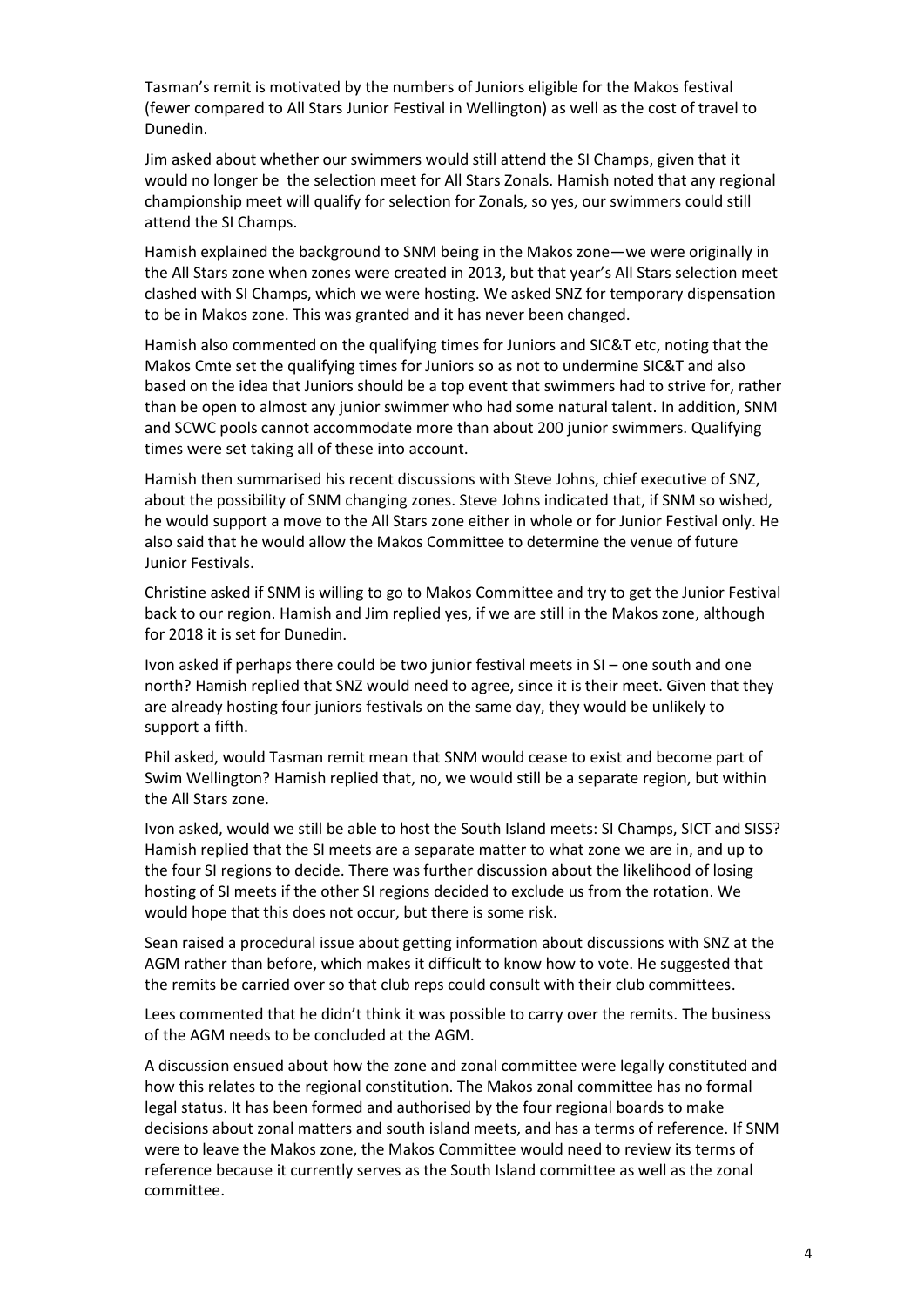Tasman's remit is motivated by the numbers of Juniors eligible for the Makos festival (fewer compared to All Stars Junior Festival in Wellington) as well as the cost of travel to Dunedin.

Jim asked about whether our swimmers would still attend the SI Champs, given that it would no longer be the selection meet for All Stars Zonals. Hamish noted that any regional championship meet will qualify for selection for Zonals, so yes, our swimmers could still attend the SI Champs.

Hamish explained the background to SNM being in the Makos zone—we were originally in the All Stars zone when zones were created in 2013, but that year's All Stars selection meet clashed with SI Champs, which we were hosting. We asked SNZ for temporary dispensation to be in Makos zone. This was granted and it has never been changed.

Hamish also commented on the qualifying times for Juniors and SIC&T etc, noting that the Makos Cmte set the qualifying times for Juniors so as not to undermine SIC&T and also based on the idea that Juniors should be a top event that swimmers had to strive for, rather than be open to almost any junior swimmer who had some natural talent. In addition, SNM and SCWC pools cannot accommodate more than about 200 junior swimmers. Qualifying times were set taking all of these into account.

Hamish then summarised his recent discussions with Steve Johns, chief executive of SNZ, about the possibility of SNM changing zones. Steve Johns indicated that, if SNM so wished, he would support a move to the All Stars zone either in whole or for Junior Festival only. He also said that he would allow the Makos Committee to determine the venue of future Junior Festivals.

Christine asked if SNM is willing to go to Makos Committee and try to get the Junior Festival back to our region. Hamish and Jim replied yes, if we are still in the Makos zone, although for 2018 it is set for Dunedin.

Ivon asked if perhaps there could be two junior festival meets in SI – one south and one north? Hamish replied that SNZ would need to agree, since it is their meet. Given that they are already hosting four juniors festivals on the same day, they would be unlikely to support a fifth.

Phil asked, would Tasman remit mean that SNM would cease to exist and become part of Swim Wellington? Hamish replied that, no, we would still be a separate region, but within the All Stars zone.

Ivon asked, would we still be able to host the South Island meets: SI Champs, SICT and SISS? Hamish replied that the SI meets are a separate matter to what zone we are in, and up to the four SI regions to decide. There was further discussion about the likelihood of losing hosting of SI meets if the other SI regions decided to exclude us from the rotation. We would hope that this does not occur, but there is some risk.

Sean raised a procedural issue about getting information about discussions with SNZ at the AGM rather than before, which makes it difficult to know how to vote. He suggested that the remits be carried over so that club reps could consult with their club committees.

Lees commented that he didn't think it was possible to carry over the remits. The business of the AGM needs to be concluded at the AGM.

A discussion ensued about how the zone and zonal committee were legally constituted and how this relates to the regional constitution. The Makos zonal committee has no formal legal status. It has been formed and authorised by the four regional boards to make decisions about zonal matters and south island meets, and has a terms of reference. If SNM were to leave the Makos zone, the Makos Committee would need to review its terms of reference because it currently serves as the South Island committee as well as the zonal committee.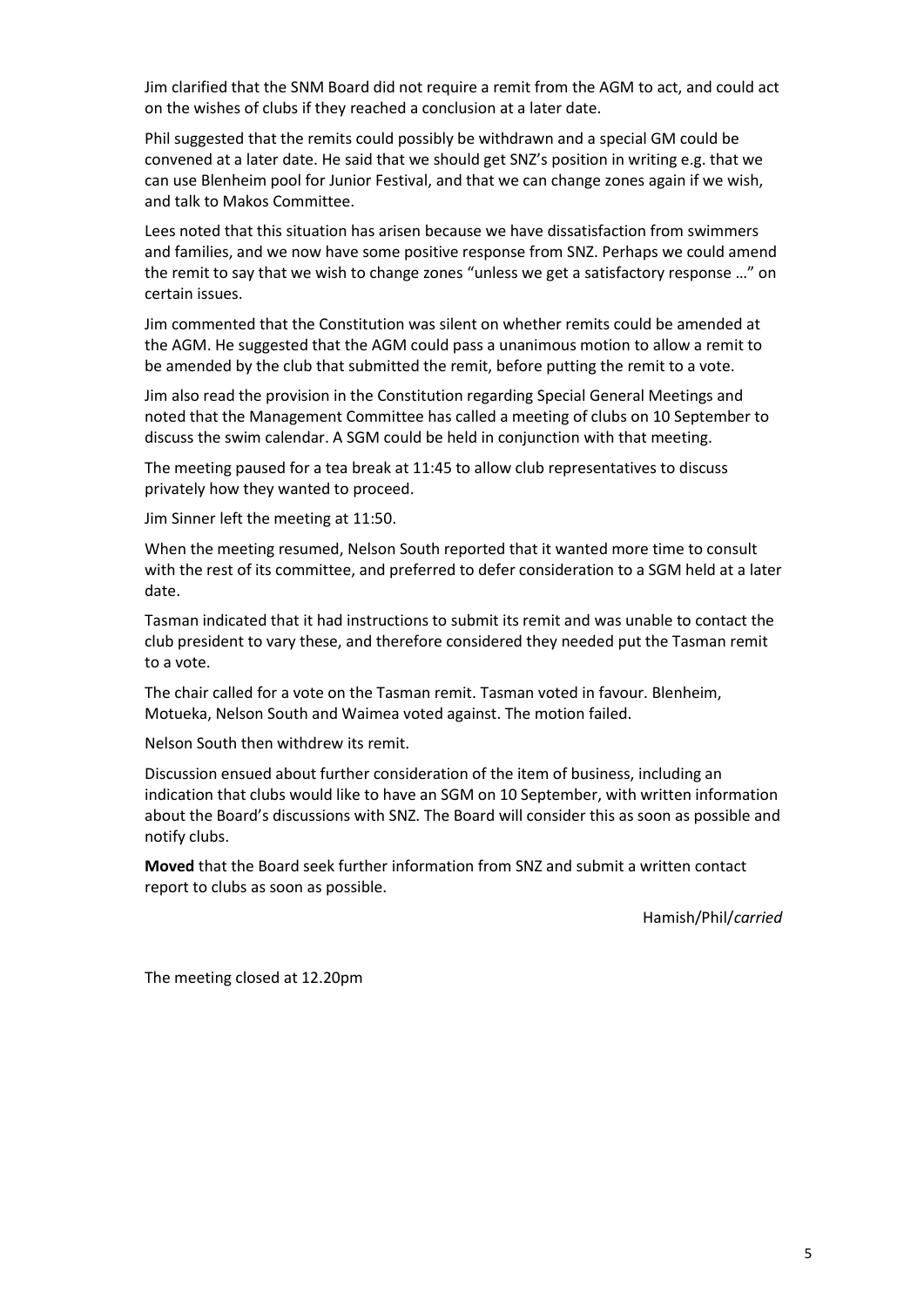Jim clarified that the SNM Board did not require a remit from the AGM to act, and could act on the wishes of clubs if they reached a conclusion at a later date.

Phil suggested that the remits could possibly be withdrawn and a special GM could be convened at a later date. He said that we should get SNZ's position in writing e.g. that we can use Blenheim pool for Junior Festival, and that we can change zones again if we wish, and talk to Makos Committee.

Lees noted that this situation has arisen because we have dissatisfaction from swimmers and families, and we now have some positive response from SNZ. Perhaps we could amend the remit to say that we wish to change zones "unless we get a satisfactory response …" on certain issues.

Jim commented that the Constitution was silent on whether remits could be amended at the AGM. He suggested that the AGM could pass a unanimous motion to allow a remit to be amended by the club that submitted the remit, before putting the remit to a vote.

Jim also read the provision in the Constitution regarding Special General Meetings and noted that the Management Committee has called a meeting of clubs on 10 September to discuss the swim calendar. A SGM could be held in conjunction with that meeting.

The meeting paused for a tea break at 11:45 to allow club representatives to discuss privately how they wanted to proceed.

Jim Sinner left the meeting at 11:50.

When the meeting resumed, Nelson South reported that it wanted more time to consult with the rest of its committee, and preferred to defer consideration to a SGM held at a later date.

Tasman indicated that it had instructions to submit its remit and was unable to contact the club president to vary these, and therefore considered they needed put the Tasman remit to a vote.

The chair called for a vote on the Tasman remit. Tasman voted in favour. Blenheim, Motueka, Nelson South and Waimea voted against. The motion failed.

Nelson South then withdrew its remit.

Discussion ensued about further consideration of the item of business, including an indication that clubs would like to have an SGM on 10 September, with written information about the Board's discussions with SNZ. The Board will consider this as soon as possible and notify clubs.

**Moved** that the Board seek further information from SNZ and submit a written contact report to clubs as soon as possible.

Hamish/Phil/*carried*

The meeting closed at 12.20pm